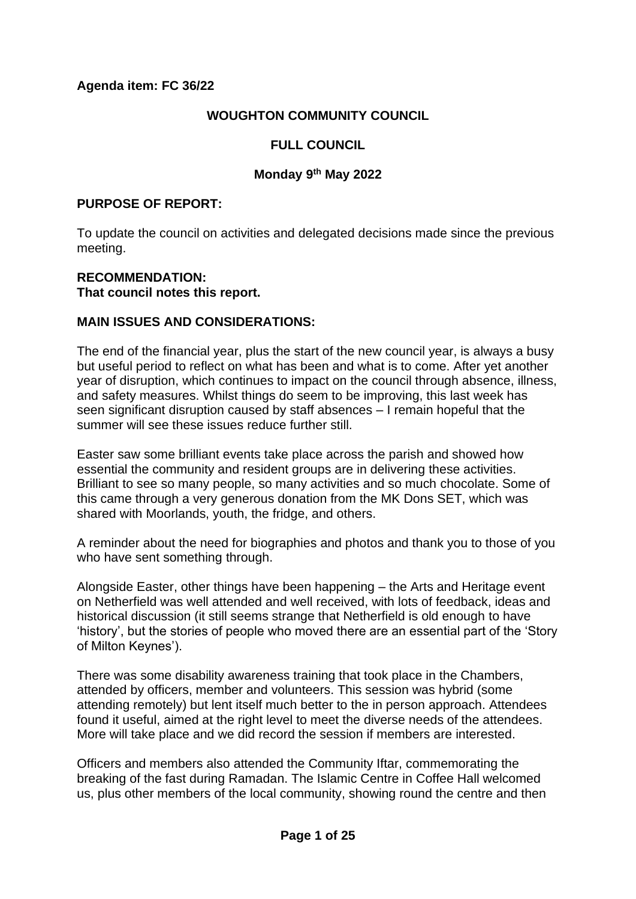**Agenda item: FC 36/22**

# WOUGHTON COMMUNITY COUNCIL

## FULL COUNCIL

### Monday 9th May 2022

**PURPOSE OF REPORT:**

To update the council on activities and delegated decisions made since the previous meeting.

**RECOMMENDATION:**
**That council notes this report.**

**MAIN ISSUES AND CONSIDERATIONS:**

The end of the financial year, plus the start of the new council year, is always a busy but useful period to reflect on what has been and what is to come. After yet another year of disruption, which continues to impact on the council through absence, illness, and safety measures. Whilst things do seem to be improving, this last week has seen significant disruption caused by staff absences – I remain hopeful that the summer will see these issues reduce further still.

Easter saw some brilliant events take place across the parish and showed how essential the community and resident groups are in delivering these activities. Brilliant to see so many people, so many activities and so much chocolate. Some of this came through a very generous donation from the MK Dons SET, which was shared with Moorlands, youth, the fridge, and others.

A reminder about the need for biographies and photos and thank you to those of you who have sent something through.

Alongside Easter, other things have been happening – the Arts and Heritage event on Netherfield was well attended and well received, with lots of feedback, ideas and historical discussion (it still seems strange that Netherfield is old enough to have 'history', but the stories of people who moved there are an essential part of the 'Story of Milton Keynes').

There was some disability awareness training that took place in the Chambers, attended by officers, member and volunteers. This session was hybrid (some attending remotely) but lent itself much better to the in person approach. Attendees found it useful, aimed at the right level to meet the diverse needs of the attendees. More will take place and we did record the session if members are interested.

Officers and members also attended the Community Iftar, commemorating the breaking of the fast during Ramadan. The Islamic Centre in Coffee Hall welcomed us, plus other members of the local community, showing round the centre and then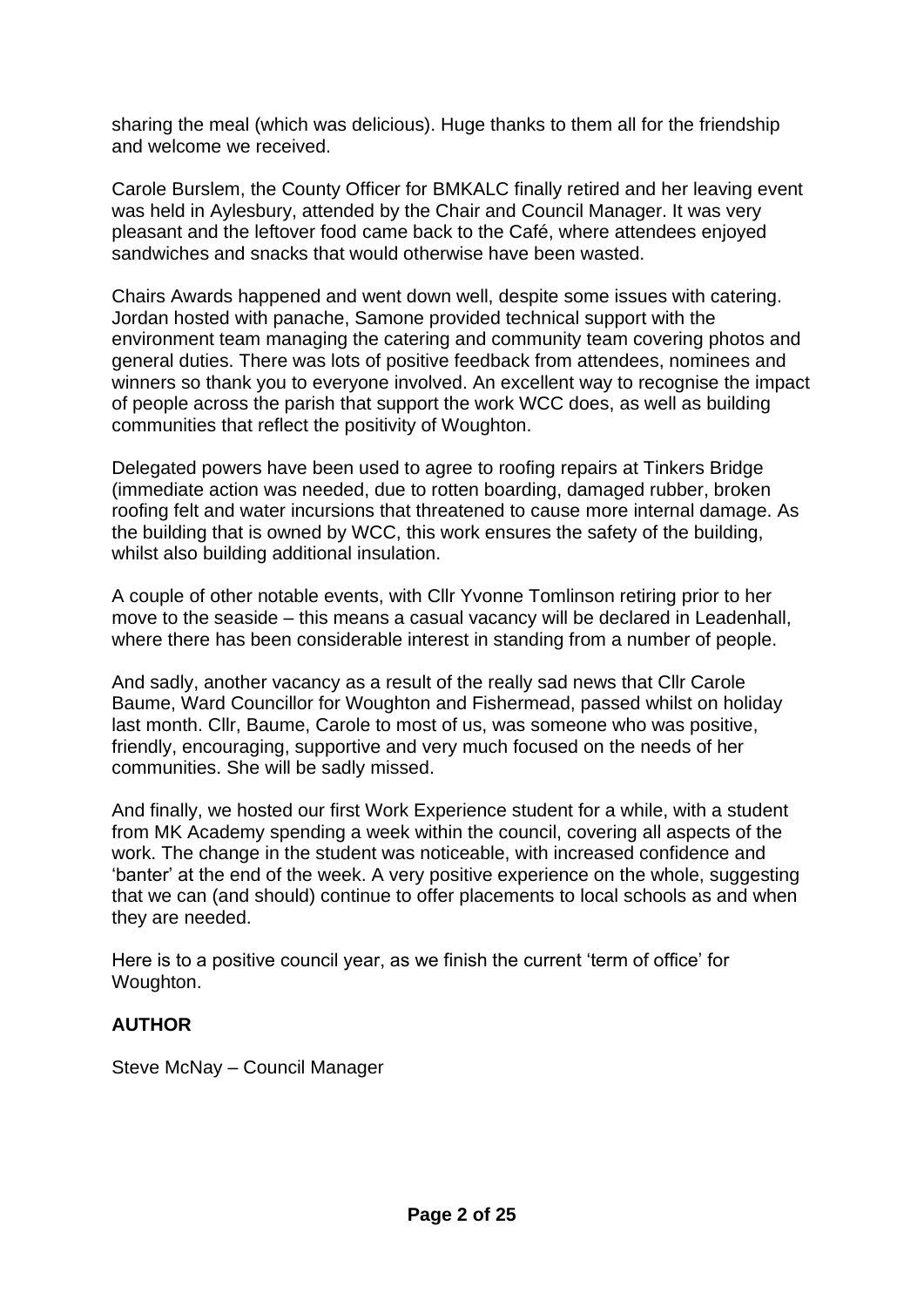sharing the meal (which was delicious). Huge thanks to them all for the friendship and welcome we received.

Carole Burslem, the County Officer for BMKALC finally retired and her leaving event was held in Aylesbury, attended by the Chair and Council Manager. It was very pleasant and the leftover food came back to the Café, where attendees enjoyed sandwiches and snacks that would otherwise have been wasted.

Chairs Awards happened and went down well, despite some issues with catering. Jordan hosted with panache, Samone provided technical support with the environment team managing the catering and community team covering photos and general duties. There was lots of positive feedback from attendees, nominees and winners so thank you to everyone involved. An excellent way to recognise the impact of people across the parish that support the work WCC does, as well as building communities that reflect the positivity of Woughton.

Delegated powers have been used to agree to roofing repairs at Tinkers Bridge (immediate action was needed, due to rotten boarding, damaged rubber, broken roofing felt and water incursions that threatened to cause more internal damage. As the building that is owned by WCC, this work ensures the safety of the building, whilst also building additional insulation.

A couple of other notable events, with Cllr Yvonne Tomlinson retiring prior to her move to the seaside – this means a casual vacancy will be declared in Leadenhall, where there has been considerable interest in standing from a number of people.

And sadly, another vacancy as a result of the really sad news that Cllr Carole Baume, Ward Councillor for Woughton and Fishermead, passed whilst on holiday last month. Cllr, Baume, Carole to most of us, was someone who was positive, friendly, encouraging, supportive and very much focused on the needs of her communities. She will be sadly missed.

And finally, we hosted our first Work Experience student for a while, with a student from MK Academy spending a week within the council, covering all aspects of the work. The change in the student was noticeable, with increased confidence and 'banter' at the end of the week. A very positive experience on the whole, suggesting that we can (and should) continue to offer placements to local schools as and when they are needed.

Here is to a positive council year, as we finish the current 'term of office' for Woughton.

**AUTHOR**

Steve McNay – Council Manager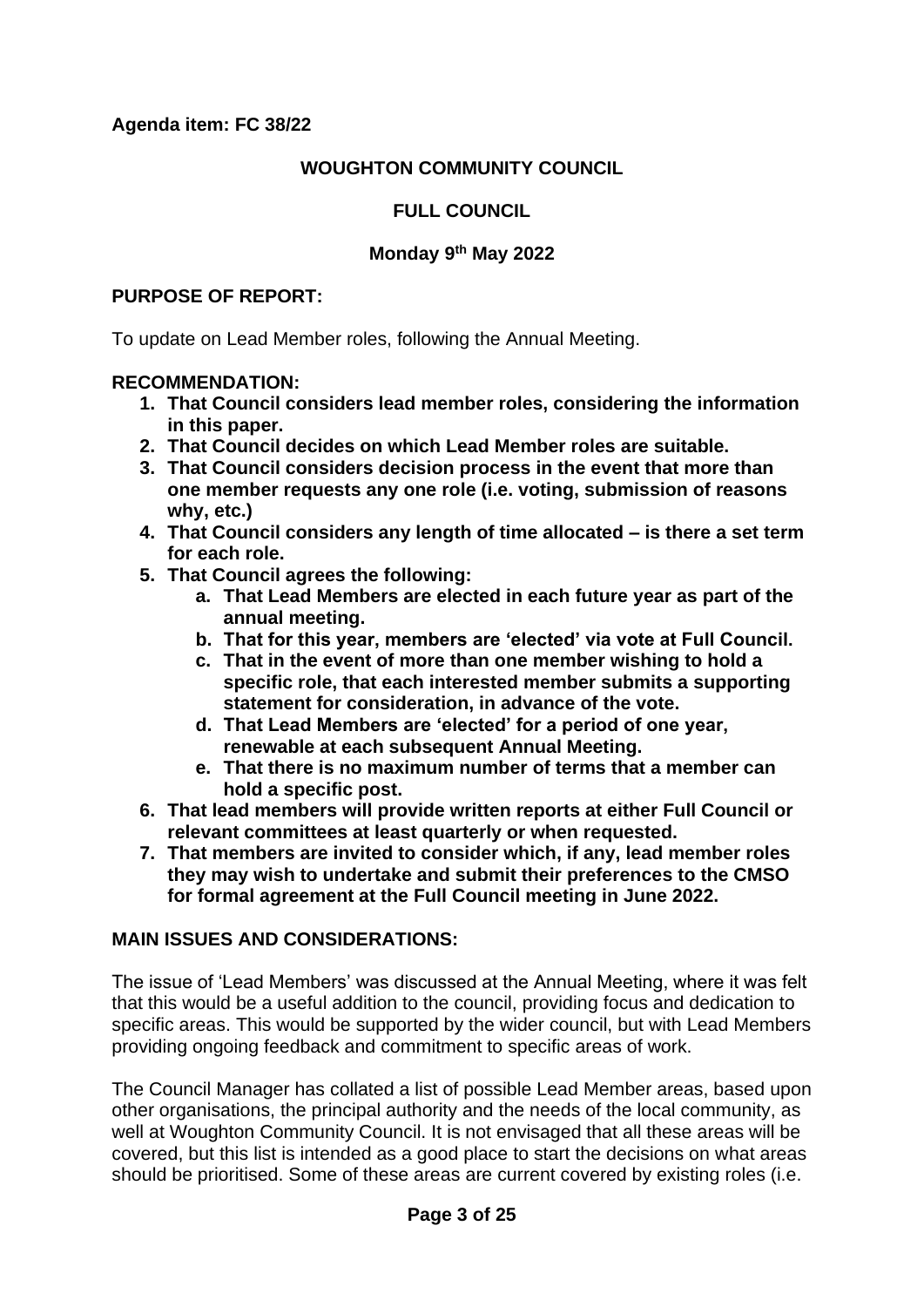**Agenda item: FC 38/22**

**WOUGHTON COMMUNITY COUNCIL**

**FULL COUNCIL**

**Monday 9th May 2022**

**PURPOSE OF REPORT:**

To update on Lead Member roles, following the Annual Meeting.

**RECOMMENDATION:**

1. **That Council considers lead member roles, considering the information in this paper.**
2. **That Council decides on which Lead Member roles are suitable.**
3. **That Council considers decision process in the event that more than one member requests any one role (i.e. voting, submission of reasons why, etc.)**
4. **That Council considers any length of time allocated – is there a set term for each role.**
5. **That Council agrees the following:**
    a. **That Lead Members are elected in each future year as part of the annual meeting.**
    b. **That for this year, members are 'elected' via vote at Full Council.**
    c. **That in the event of more than one member wishing to hold a specific role, that each interested member submits a supporting statement for consideration, in advance of the vote.**
    d. **That Lead Members are 'elected' for a period of one year, renewable at each subsequent Annual Meeting.**
    e. **That there is no maximum number of terms that a member can hold a specific post.**
6. **That lead members will provide written reports at either Full Council or relevant committees at least quarterly or when requested.**
7. **That members are invited to consider which, if any, lead member roles they may wish to undertake and submit their preferences to the CMSO for formal agreement at the Full Council meeting in June 2022.**

**MAIN ISSUES AND CONSIDERATIONS:**

The issue of 'Lead Members' was discussed at the Annual Meeting, where it was felt that this would be a useful addition to the council, providing focus and dedication to specific areas. This would be supported by the wider council, but with Lead Members providing ongoing feedback and commitment to specific areas of work.

The Council Manager has collated a list of possible Lead Member areas, based upon other organisations, the principal authority and the needs of the local community, as well at Woughton Community Council. It is not envisaged that all these areas will be covered, but this list is intended as a good place to start the decisions on what areas should be prioritised. Some of these areas are current covered by existing roles (i.e.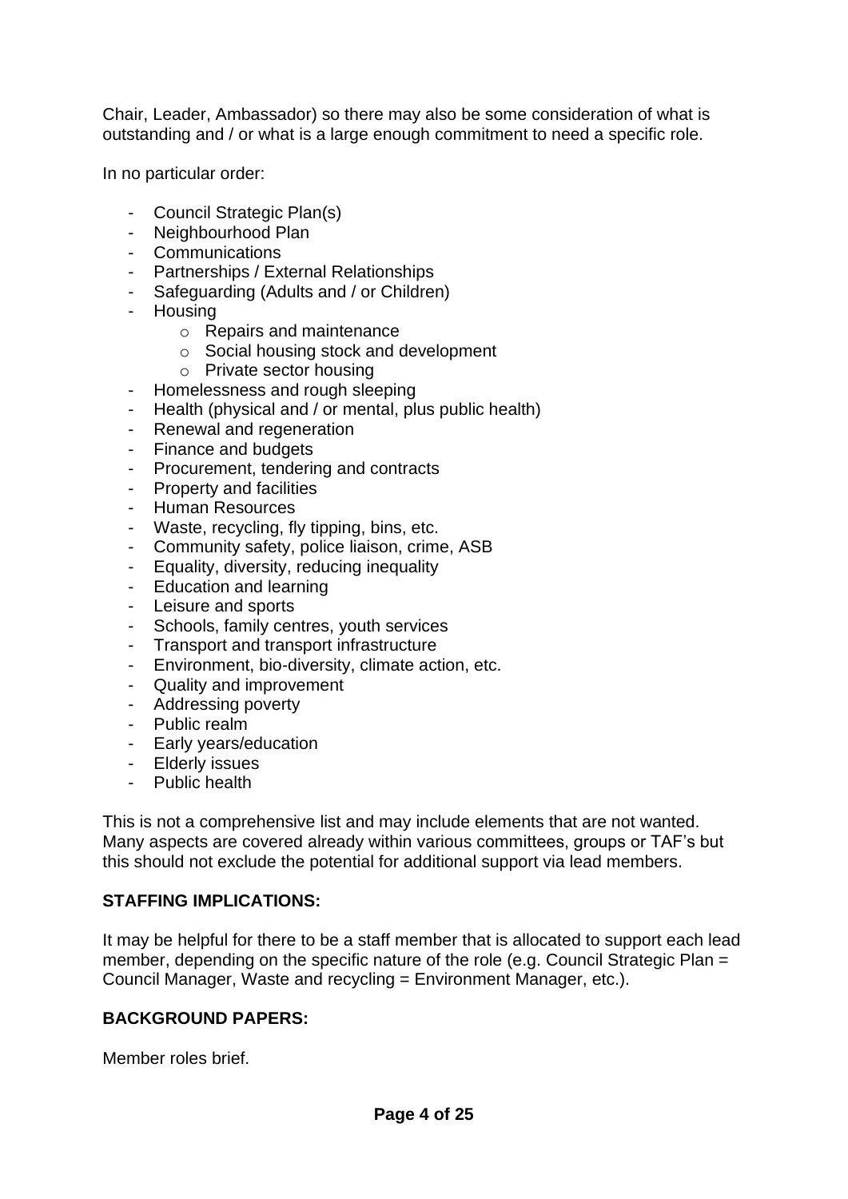Chair, Leader, Ambassador) so there may also be some consideration of what is outstanding and / or what is a large enough commitment to need a specific role.

In no particular order:

- Council Strategic Plan(s)
- Neighbourhood Plan
- Communications
- Partnerships / External Relationships
- Safeguarding (Adults and / or Children)
- Housing
    - Repairs and maintenance
    - Social housing stock and development
    - Private sector housing
- Homelessness and rough sleeping
- Health (physical and / or mental, plus public health)
- Renewal and regeneration
- Finance and budgets
- Procurement, tendering and contracts
- Property and facilities
- Human Resources
- Waste, recycling, fly tipping, bins, etc.
- Community safety, police liaison, crime, ASB
- Equality, diversity, reducing inequality
- Education and learning
- Leisure and sports
- Schools, family centres, youth services
- Transport and transport infrastructure
- Environment, bio-diversity, climate action, etc.
- Quality and improvement
- Addressing poverty
- Public realm
- Early years/education
- Elderly issues
- Public health

This is not a comprehensive list and may include elements that are not wanted. Many aspects are covered already within various committees, groups or TAF's but this should not exclude the potential for additional support via lead members.

**STAFFING IMPLICATIONS:**

It may be helpful for there to be a staff member that is allocated to support each lead member, depending on the specific nature of the role (e.g. Council Strategic Plan = Council Manager, Waste and recycling = Environment Manager, etc.).

**BACKGROUND PAPERS:**

Member roles brief.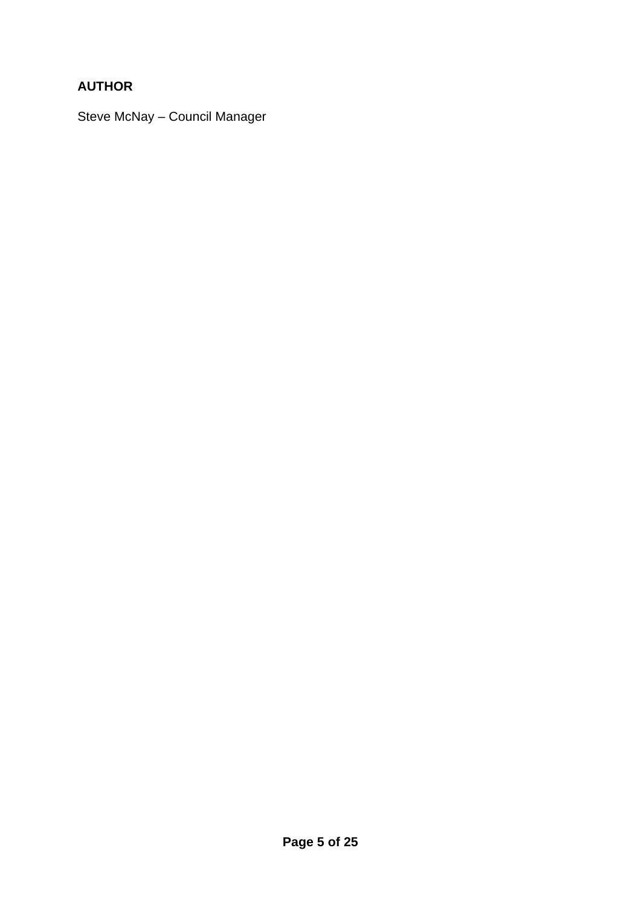**AUTHOR**

Steve McNay – Council Manager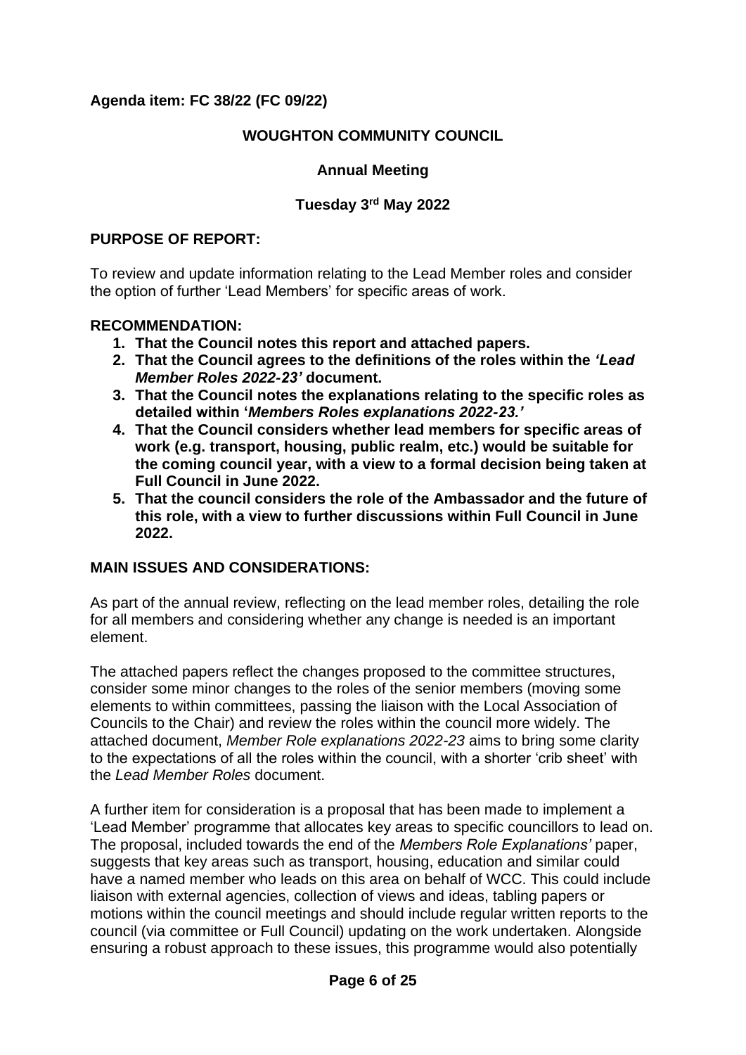**Agenda item: FC 38/22 (FC 09/22)**

**WOUGHTON COMMUNITY COUNCIL**

**Annual Meeting**

**Tuesday 3rd May 2022**

**PURPOSE OF REPORT:**

To review and update information relating to the Lead Member roles and consider the option of further 'Lead Members' for specific areas of work.

**RECOMMENDATION:**

1. **That the Council notes this report and attached papers.**
2. **That the Council agrees to the definitions of the roles within the *'Lead Member Roles 2022-23'* document.**
3. **That the Council notes the explanations relating to the specific roles as detailed within '*Members Roles explanations 2022-23.'***
4. **That the Council considers whether lead members for specific areas of work (e.g. transport, housing, public realm, etc.) would be suitable for the coming council year, with a view to a formal decision being taken at Full Council in June 2022.**
5. **That the council considers the role of the Ambassador and the future of this role, with a view to further discussions within Full Council in June 2022.**

**MAIN ISSUES AND CONSIDERATIONS:**

As part of the annual review, reflecting on the lead member roles, detailing the role for all members and considering whether any change is needed is an important element.

The attached papers reflect the changes proposed to the committee structures, consider some minor changes to the roles of the senior members (moving some elements to within committees, passing the liaison with the Local Association of Councils to the Chair) and review the roles within the council more widely. The attached document, *Member Role explanations 2022-23* aims to bring some clarity to the expectations of all the roles within the council, with a shorter 'crib sheet' with the *Lead Member Roles* document.

A further item for consideration is a proposal that has been made to implement a 'Lead Member' programme that allocates key areas to specific councillors to lead on. The proposal, included towards the end of the *Members Role Explanations'* paper, suggests that key areas such as transport, housing, education and similar could have a named member who leads on this area on behalf of WCC. This could include liaison with external agencies, collection of views and ideas, tabling papers or motions within the council meetings and should include regular written reports to the council (via committee or Full Council) updating on the work undertaken. Alongside ensuring a robust approach to these issues, this programme would also potentially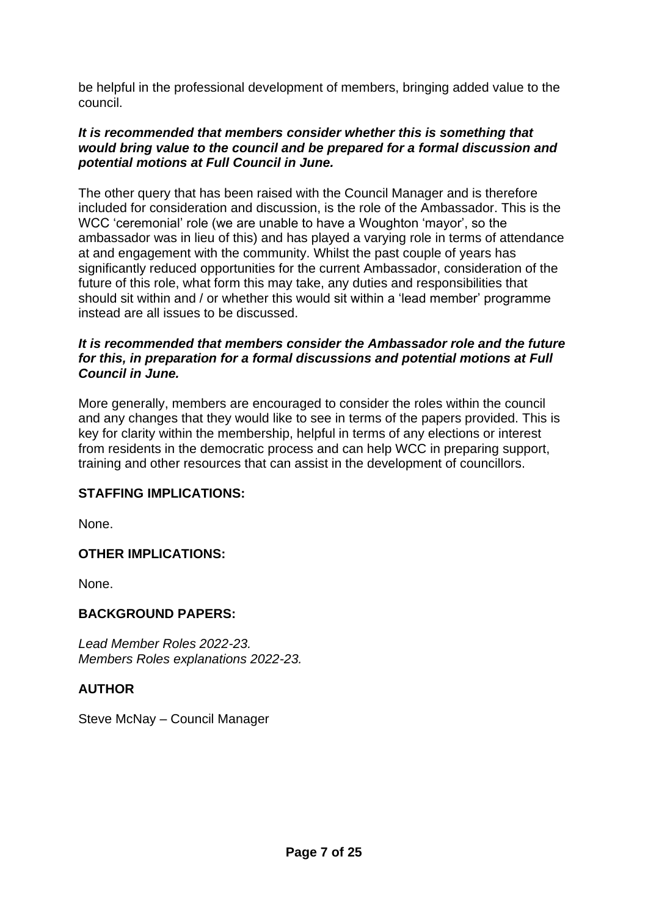be helpful in the professional development of members, bringing added value to the council.

***It is recommended that members consider whether this is something that would bring value to the council and be prepared for a formal discussion and potential motions at Full Council in June.***

The other query that has been raised with the Council Manager and is therefore included for consideration and discussion, is the role of the Ambassador. This is the WCC 'ceremonial' role (we are unable to have a Woughton 'mayor', so the ambassador was in lieu of this) and has played a varying role in terms of attendance at and engagement with the community. Whilst the past couple of years has significantly reduced opportunities for the current Ambassador, consideration of the future of this role, what form this may take, any duties and responsibilities that should sit within and / or whether this would sit within a 'lead member' programme instead are all issues to be discussed.

***It is recommended that members consider the Ambassador role and the future for this, in preparation for a formal discussions and potential motions at Full Council in June.***

More generally, members are encouraged to consider the roles within the council and any changes that they would like to see in terms of the papers provided. This is key for clarity within the membership, helpful in terms of any elections or interest from residents in the democratic process and can help WCC in preparing support, training and other resources that can assist in the development of councillors.

**STAFFING IMPLICATIONS:**

None.

**OTHER IMPLICATIONS:**

None.

**BACKGROUND PAPERS:**

*Lead Member Roles 2022-23.*
*Members Roles explanations 2022-23.*

**AUTHOR**

Steve McNay – Council Manager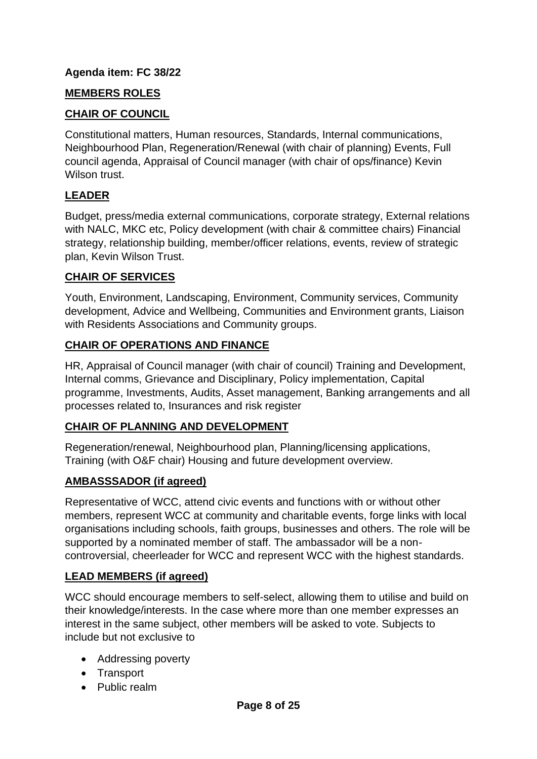**Agenda item: FC 38/22**

## MEMBERS ROLES

### CHAIR OF COUNCIL

Constitutional matters, Human resources, Standards, Internal communications, Neighbourhood Plan, Regeneration/Renewal (with chair of planning) Events, Full council agenda, Appraisal of Council manager (with chair of ops/finance) Kevin Wilson trust.

### LEADER

Budget, press/media external communications, corporate strategy, External relations with NALC, MKC etc, Policy development (with chair & committee chairs) Financial strategy, relationship building, member/officer relations, events, review of strategic plan, Kevin Wilson Trust.

### CHAIR OF SERVICES

Youth, Environment, Landscaping, Environment, Community services, Community development, Advice and Wellbeing, Communities and Environment grants, Liaison with Residents Associations and Community groups.

### CHAIR OF OPERATIONS AND FINANCE

HR, Appraisal of Council manager (with chair of council) Training and Development, Internal comms, Grievance and Disciplinary, Policy implementation, Capital programme, Investments, Audits, Asset management, Banking arrangements and all processes related to, Insurances and risk register

### CHAIR OF PLANNING AND DEVELOPMENT

Regeneration/renewal, Neighbourhood plan, Planning/licensing applications, Training (with O&F chair) Housing and future development overview.

### AMBASSSADOR (if agreed)

Representative of WCC, attend civic events and functions with or without other members, represent WCC at community and charitable events, forge links with local organisations including schools, faith groups, businesses and others. The role will be supported by a nominated member of staff. The ambassador will be a non-controversial, cheerleader for WCC and represent WCC with the highest standards.

### LEAD MEMBERS (if agreed)

WCC should encourage members to self-select, allowing them to utilise and build on their knowledge/interests. In the case where more than one member expresses an interest in the same subject, other members will be asked to vote. Subjects to include but not exclusive to

- Addressing poverty
- Transport
- Public realm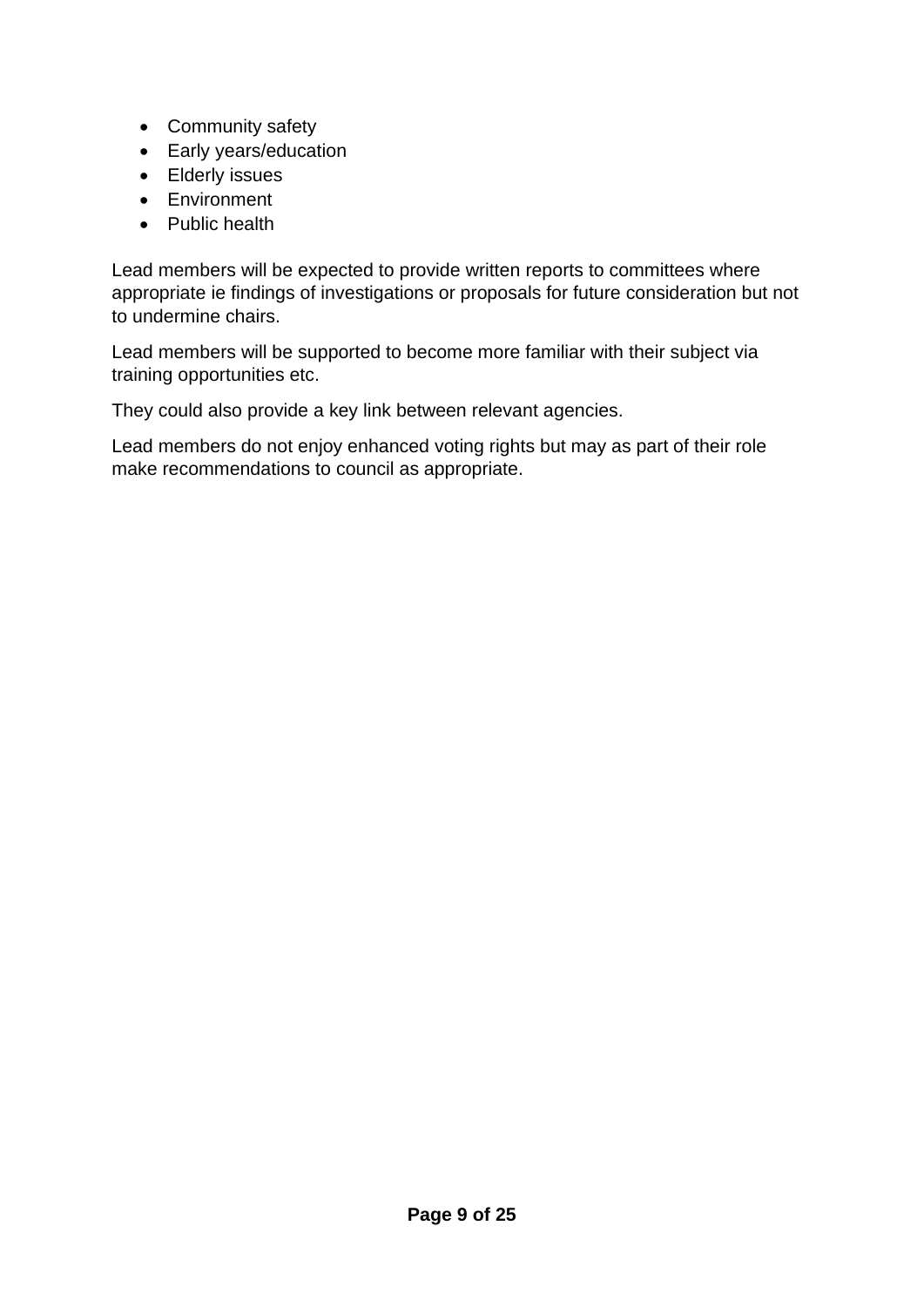- Community safety
- Early years/education
- Elderly issues
- Environment
- Public health

Lead members will be expected to provide written reports to committees where appropriate ie findings of investigations or proposals for future consideration but not to undermine chairs.

Lead members will be supported to become more familiar with their subject via training opportunities etc.

They could also provide a key link between relevant agencies.

Lead members do not enjoy enhanced voting rights but may as part of their role make recommendations to council as appropriate.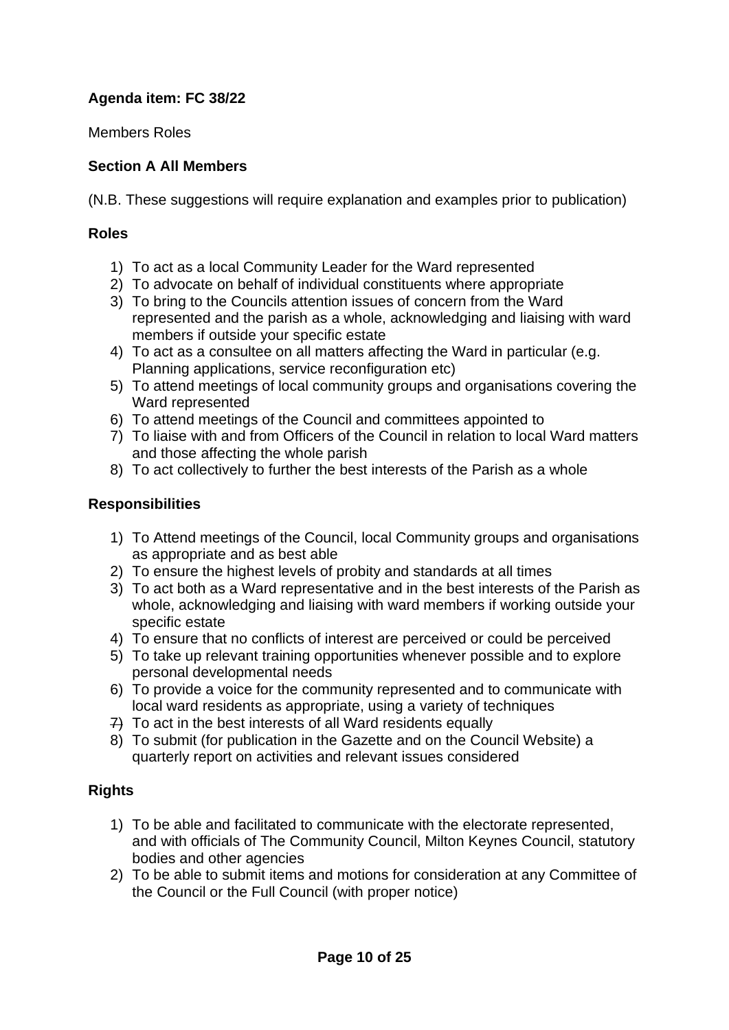**Agenda item: FC 38/22**

Members Roles

**Section A All Members**

(N.B. These suggestions will require explanation and examples prior to publication)

**Roles**

1) To act as a local Community Leader for the Ward represented
2) To advocate on behalf of individual constituents where appropriate
3) To bring to the Councils attention issues of concern from the Ward represented and the parish as a whole, acknowledging and liaising with ward members if outside your specific estate
4) To act as a consultee on all matters affecting the Ward in particular (e.g. Planning applications, service reconfiguration etc)
5) To attend meetings of local community groups and organisations covering the Ward represented
6) To attend meetings of the Council and committees appointed to
7) To liaise with and from Officers of the Council in relation to local Ward matters and those affecting the whole parish
8) To act collectively to further the best interests of the Parish as a whole

**Responsibilities**

1) To Attend meetings of the Council, local Community groups and organisations as appropriate and as best able
2) To ensure the highest levels of probity and standards at all times
3) To act both as a Ward representative and in the best interests of the Parish as whole, acknowledging and liaising with ward members if working outside your specific estate
4) To ensure that no conflicts of interest are perceived or could be perceived
5) To take up relevant training opportunities whenever possible and to explore personal developmental needs
6) To provide a voice for the community represented and to communicate with local ward residents as appropriate, using a variety of techniques
7) To act in the best interests of all Ward residents equally
8) To submit (for publication in the Gazette and on the Council Website) a quarterly report on activities and relevant issues considered

**Rights**

1) To be able and facilitated to communicate with the electorate represented, and with officials of The Community Council, Milton Keynes Council, statutory bodies and other agencies
2) To be able to submit items and motions for consideration at any Committee of the Council or the Full Council (with proper notice)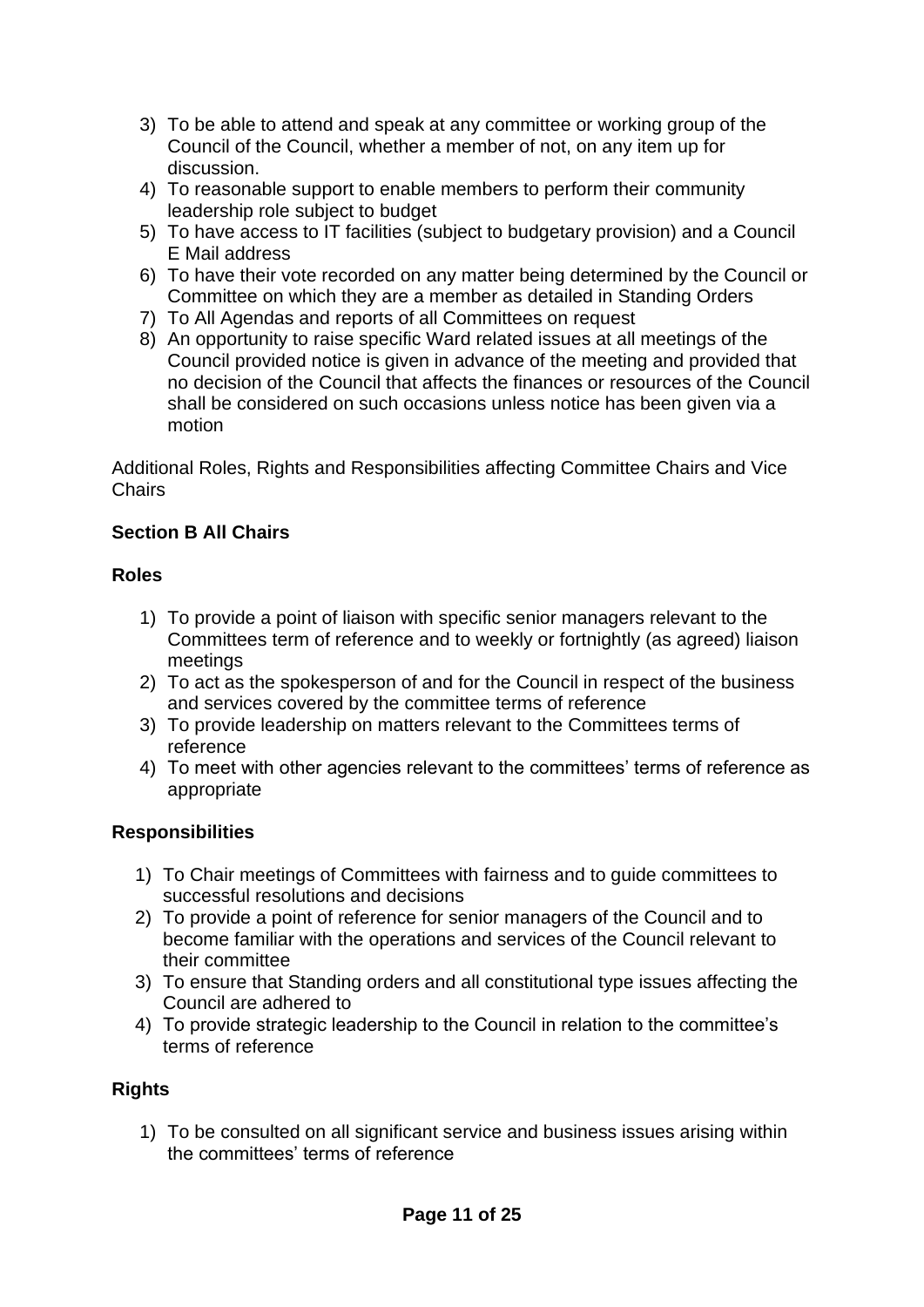3) To be able to attend and speak at any committee or working group of the Council of the Council, whether a member of not, on any item up for discussion.
4) To reasonable support to enable members to perform their community leadership role subject to budget
5) To have access to IT facilities (subject to budgetary provision) and a Council E Mail address
6) To have their vote recorded on any matter being determined by the Council or Committee on which they are a member as detailed in Standing Orders
7) To All Agendas and reports of all Committees on request
8) An opportunity to raise specific Ward related issues at all meetings of the Council provided notice is given in advance of the meeting and provided that no decision of the Council that affects the finances or resources of the Council shall be considered on such occasions unless notice has been given via a motion

Additional Roles, Rights and Responsibilities affecting Committee Chairs and Vice Chairs

**Section B All Chairs**

**Roles**

1) To provide a point of liaison with specific senior managers relevant to the Committees term of reference and to weekly or fortnightly (as agreed) liaison meetings
2) To act as the spokesperson of and for the Council in respect of the business and services covered by the committee terms of reference
3) To provide leadership on matters relevant to the Committees terms of reference
4) To meet with other agencies relevant to the committees' terms of reference as appropriate

**Responsibilities**

1) To Chair meetings of Committees with fairness and to guide committees to successful resolutions and decisions
2) To provide a point of reference for senior managers of the Council and to become familiar with the operations and services of the Council relevant to their committee
3) To ensure that Standing orders and all constitutional type issues affecting the Council are adhered to
4) To provide strategic leadership to the Council in relation to the committee's terms of reference

**Rights**

1) To be consulted on all significant service and business issues arising within the committees' terms of reference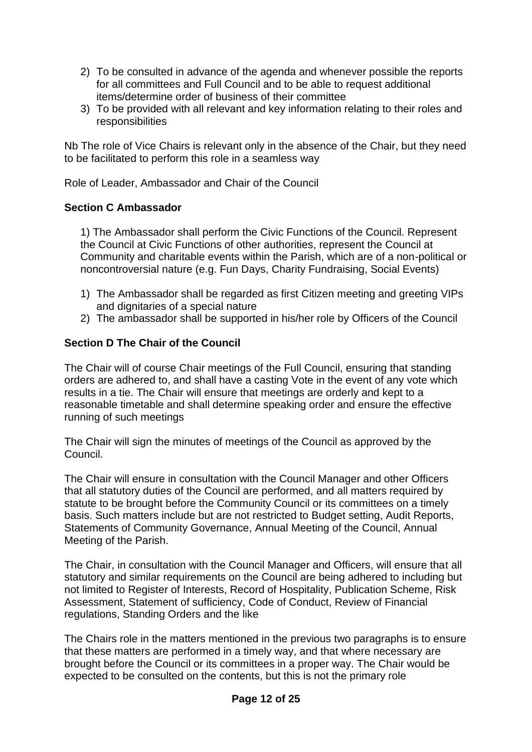2) To be consulted in advance of the agenda and whenever possible the reports for all committees and Full Council and to be able to request additional items/determine order of business of their committee
3) To be provided with all relevant and key information relating to their roles and responsibilities

Nb The role of Vice Chairs is relevant only in the absence of the Chair, but they need to be facilitated to perform this role in a seamless way

Role of Leader, Ambassador and Chair of the Council

**Section C Ambassador**

1) The Ambassador shall perform the Civic Functions of the Council. Represent the Council at Civic Functions of other authorities, represent the Council at Community and charitable events within the Parish, which are of a non-political or noncontroversial nature (e.g. Fun Days, Charity Fundraising, Social Events)

1) The Ambassador shall be regarded as first Citizen meeting and greeting VIPs and dignitaries of a special nature
2) The ambassador shall be supported in his/her role by Officers of the Council

**Section D The Chair of the Council**

The Chair will of course Chair meetings of the Full Council, ensuring that standing orders are adhered to, and shall have a casting Vote in the event of any vote which results in a tie. The Chair will ensure that meetings are orderly and kept to a reasonable timetable and shall determine speaking order and ensure the effective running of such meetings

The Chair will sign the minutes of meetings of the Council as approved by the Council.

The Chair will ensure in consultation with the Council Manager and other Officers that all statutory duties of the Council are performed, and all matters required by statute to be brought before the Community Council or its committees on a timely basis. Such matters include but are not restricted to Budget setting, Audit Reports, Statements of Community Governance, Annual Meeting of the Council, Annual Meeting of the Parish.

The Chair, in consultation with the Council Manager and Officers, will ensure that all statutory and similar requirements on the Council are being adhered to including but not limited to Register of Interests, Record of Hospitality, Publication Scheme, Risk Assessment, Statement of sufficiency, Code of Conduct, Review of Financial regulations, Standing Orders and the like

The Chairs role in the matters mentioned in the previous two paragraphs is to ensure that these matters are performed in a timely way, and that where necessary are brought before the Council or its committees in a proper way. The Chair would be expected to be consulted on the contents, but this is not the primary role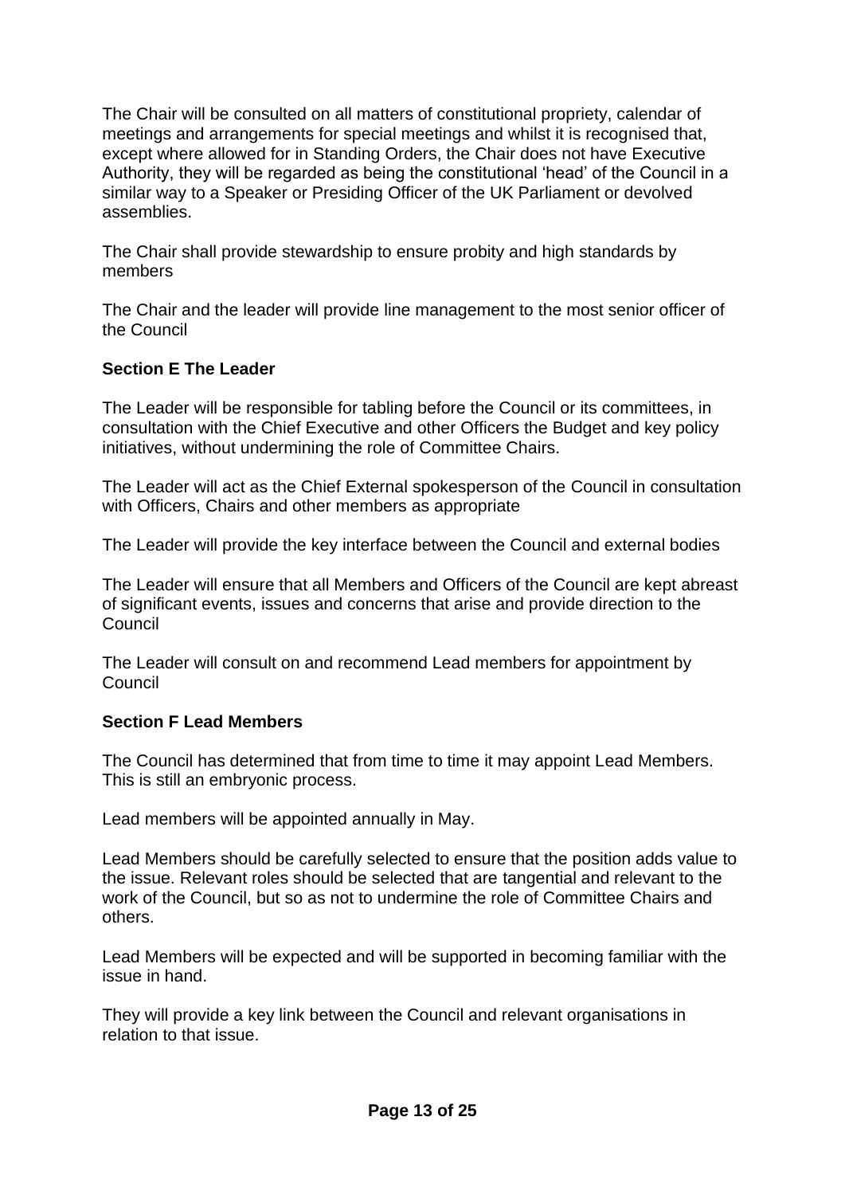The Chair will be consulted on all matters of constitutional propriety, calendar of meetings and arrangements for special meetings and whilst it is recognised that, except where allowed for in Standing Orders, the Chair does not have Executive Authority, they will be regarded as being the constitutional 'head' of the Council in a similar way to a Speaker or Presiding Officer of the UK Parliament or devolved assemblies.

The Chair shall provide stewardship to ensure probity and high standards by members

The Chair and the leader will provide line management to the most senior officer of the Council

**Section E The Leader**

The Leader will be responsible for tabling before the Council or its committees, in consultation with the Chief Executive and other Officers the Budget and key policy initiatives, without undermining the role of Committee Chairs.

The Leader will act as the Chief External spokesperson of the Council in consultation with Officers, Chairs and other members as appropriate

The Leader will provide the key interface between the Council and external bodies

The Leader will ensure that all Members and Officers of the Council are kept abreast of significant events, issues and concerns that arise and provide direction to the Council

The Leader will consult on and recommend Lead members for appointment by Council

**Section F Lead Members**

The Council has determined that from time to time it may appoint Lead Members. This is still an embryonic process.

Lead members will be appointed annually in May.

Lead Members should be carefully selected to ensure that the position adds value to the issue. Relevant roles should be selected that are tangential and relevant to the work of the Council, but so as not to undermine the role of Committee Chairs and others.

Lead Members will be expected and will be supported in becoming familiar with the issue in hand.

They will provide a key link between the Council and relevant organisations in relation to that issue.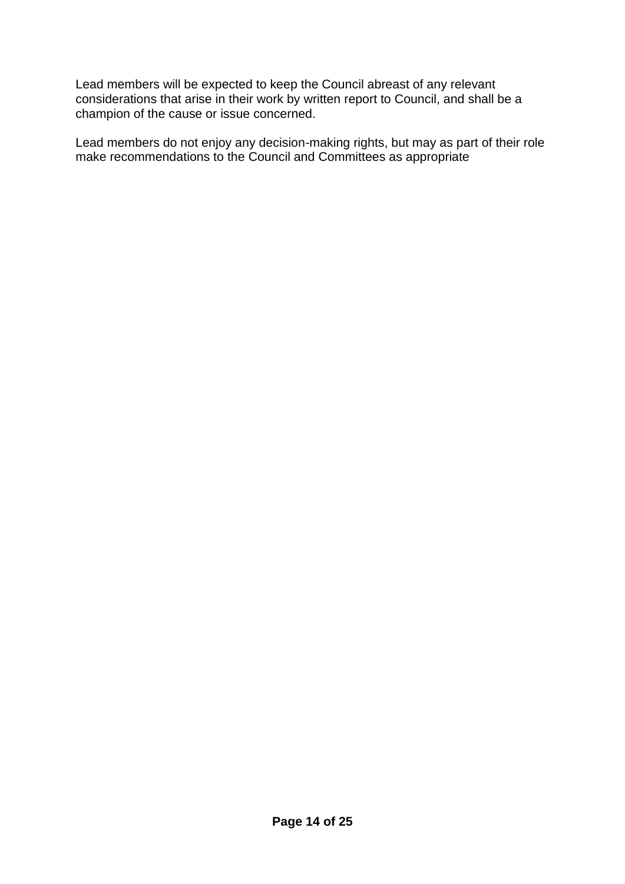Lead members will be expected to keep the Council abreast of any relevant considerations that arise in their work by written report to Council, and shall be a champion of the cause or issue concerned.

Lead members do not enjoy any decision-making rights, but may as part of their role make recommendations to the Council and Committees as appropriate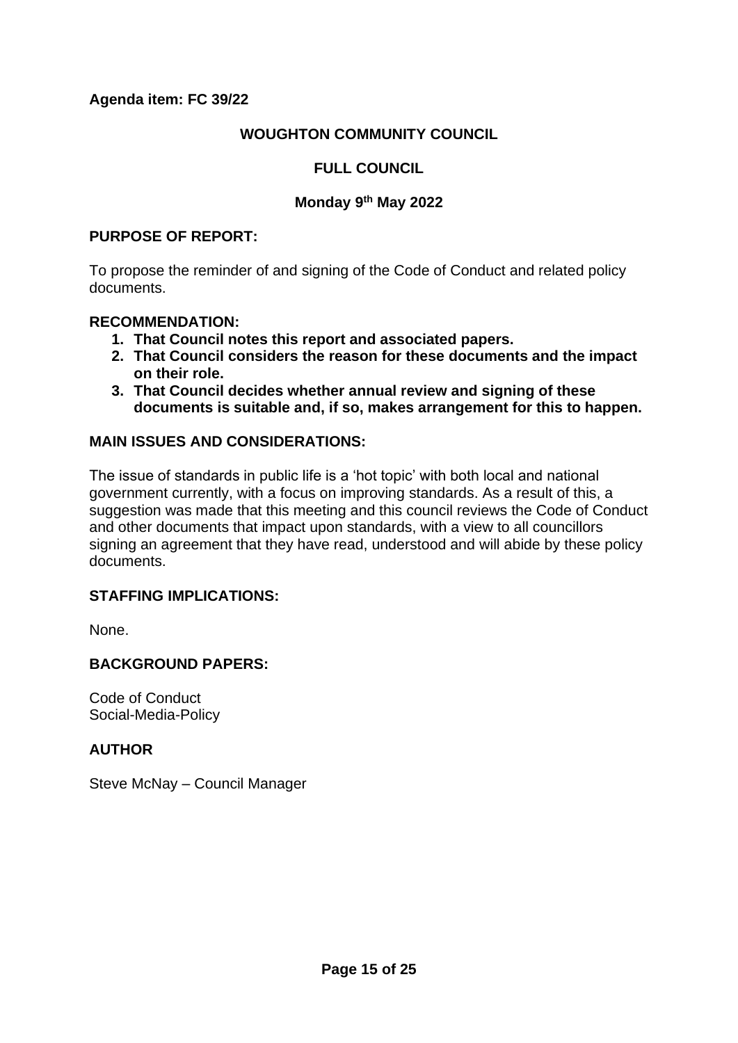**Agenda item: FC 39/22**

**WOUGHTON COMMUNITY COUNCIL**

**FULL COUNCIL**

**Monday 9th May 2022**

**PURPOSE OF REPORT:**

To propose the reminder of and signing of the Code of Conduct and related policy documents.

**RECOMMENDATION:**

1. **That Council notes this report and associated papers.**
2. **That Council considers the reason for these documents and the impact on their role.**
3. **That Council decides whether annual review and signing of these documents is suitable and, if so, makes arrangement for this to happen.**

**MAIN ISSUES AND CONSIDERATIONS:**

The issue of standards in public life is a 'hot topic' with both local and national government currently, with a focus on improving standards. As a result of this, a suggestion was made that this meeting and this council reviews the Code of Conduct and other documents that impact upon standards, with a view to all councillors signing an agreement that they have read, understood and will abide by these policy documents.

**STAFFING IMPLICATIONS:**

None.

**BACKGROUND PAPERS:**

Code of Conduct
Social-Media-Policy

**AUTHOR**

Steve McNay – Council Manager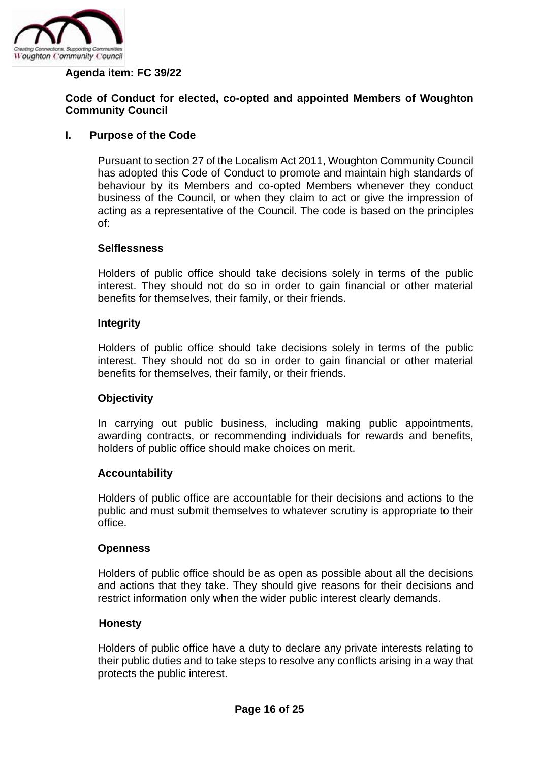**Agenda item: FC 39/22**

## Code of Conduct for elected, co-opted and appointed Members of Woughton Community Council

### I. Purpose of the Code

Pursuant to section 27 of the Localism Act 2011, Woughton Community Council has adopted this Code of Conduct to promote and maintain high standards of behaviour by its Members and co-opted Members whenever they conduct business of the Council, or when they claim to act or give the impression of acting as a representative of the Council. The code is based on the principles of:

**Selflessness**

Holders of public office should take decisions solely in terms of the public interest. They should not do so in order to gain financial or other material benefits for themselves, their family, or their friends.

**Integrity**

Holders of public office should take decisions solely in terms of the public interest. They should not do so in order to gain financial or other material benefits for themselves, their family, or their friends.

**Objectivity**

In carrying out public business, including making public appointments, awarding contracts, or recommending individuals for rewards and benefits, holders of public office should make choices on merit.

**Accountability**

Holders of public office are accountable for their decisions and actions to the public and must submit themselves to whatever scrutiny is appropriate to their office.

**Openness**

Holders of public office should be as open as possible about all the decisions and actions that they take. They should give reasons for their decisions and restrict information only when the wider public interest clearly demands.

**Honesty**

Holders of public office have a duty to declare any private interests relating to their public duties and to take steps to resolve any conflicts arising in a way that protects the public interest.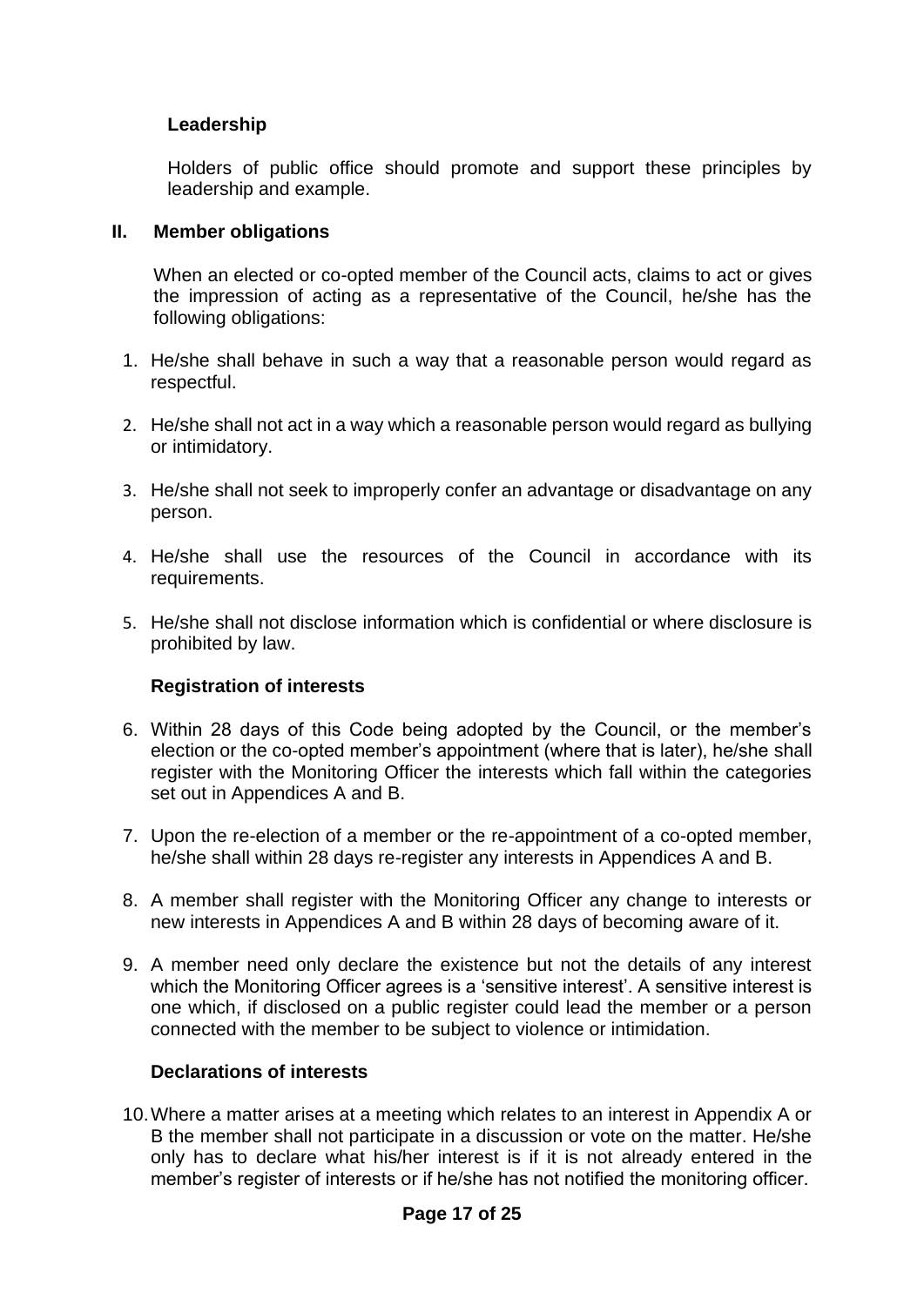**Leadership**

Holders of public office should promote and support these principles by leadership and example.

## II. Member obligations

When an elected or co-opted member of the Council acts, claims to act or gives the impression of acting as a representative of the Council, he/she has the following obligations:

1. He/she shall behave in such a way that a reasonable person would regard as respectful.
2. He/she shall not act in a way which a reasonable person would regard as bullying or intimidatory.
3. He/she shall not seek to improperly confer an advantage or disadvantage on any person.
4. He/she shall use the resources of the Council in accordance with its requirements.
5. He/she shall not disclose information which is confidential or where disclosure is prohibited by law.

**Registration of interests**

6. Within 28 days of this Code being adopted by the Council, or the member's election or the co-opted member's appointment (where that is later), he/she shall register with the Monitoring Officer the interests which fall within the categories set out in Appendices A and B.
7. Upon the re-election of a member or the re-appointment of a co-opted member, he/she shall within 28 days re-register any interests in Appendices A and B.
8. A member shall register with the Monitoring Officer any change to interests or new interests in Appendices A and B within 28 days of becoming aware of it.
9. A member need only declare the existence but not the details of any interest which the Monitoring Officer agrees is a 'sensitive interest'. A sensitive interest is one which, if disclosed on a public register could lead the member or a person connected with the member to be subject to violence or intimidation.

**Declarations of interests**

10. Where a matter arises at a meeting which relates to an interest in Appendix A or B the member shall not participate in a discussion or vote on the matter. He/she only has to declare what his/her interest is if it is not already entered in the member's register of interests or if he/she has not notified the monitoring officer.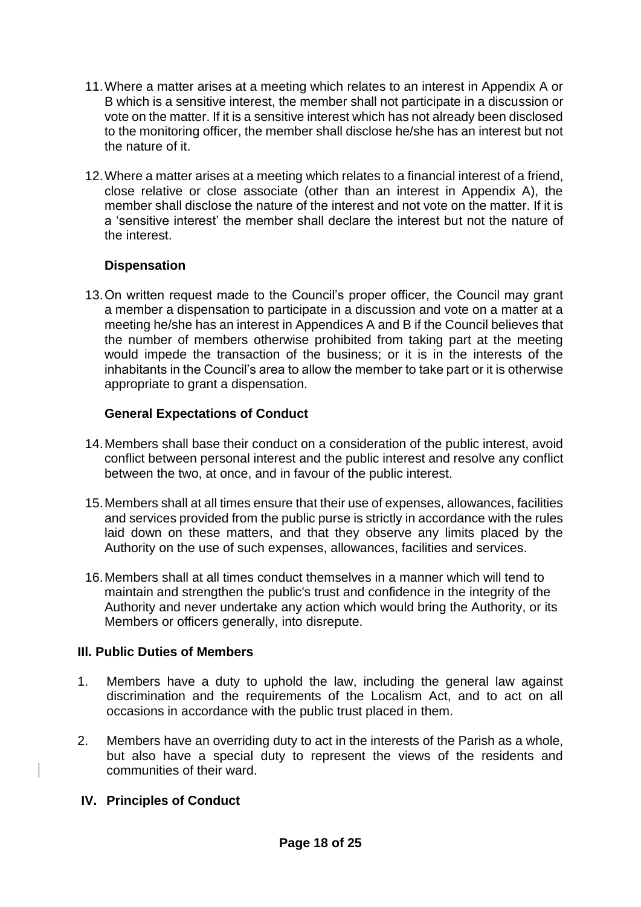11. Where a matter arises at a meeting which relates to an interest in Appendix A or B which is a sensitive interest, the member shall not participate in a discussion or vote on the matter. If it is a sensitive interest which has not already been disclosed to the monitoring officer, the member shall disclose he/she has an interest but not the nature of it.

12. Where a matter arises at a meeting which relates to a financial interest of a friend, close relative or close associate (other than an interest in Appendix A), the member shall disclose the nature of the interest and not vote on the matter. If it is a 'sensitive interest' the member shall declare the interest but not the nature of the interest.

### Dispensation

13. On written request made to the Council's proper officer, the Council may grant a member a dispensation to participate in a discussion and vote on a matter at a meeting he/she has an interest in Appendices A and B if the Council believes that the number of members otherwise prohibited from taking part at the meeting would impede the transaction of the business; or it is in the interests of the inhabitants in the Council's area to allow the member to take part or it is otherwise appropriate to grant a dispensation.

### General Expectations of Conduct

14. Members shall base their conduct on a consideration of the public interest, avoid conflict between personal interest and the public interest and resolve any conflict between the two, at once, and in favour of the public interest.

15. Members shall at all times ensure that their use of expenses, allowances, facilities and services provided from the public purse is strictly in accordance with the rules laid down on these matters, and that they observe any limits placed by the Authority on the use of such expenses, allowances, facilities and services.

16. Members shall at all times conduct themselves in a manner which will tend to maintain and strengthen the public's trust and confidence in the integrity of the Authority and never undertake any action which would bring the Authority, or its Members or officers generally, into disrepute.

## III. Public Duties of Members

1. Members have a duty to uphold the law, including the general law against discrimination and the requirements of the Localism Act, and to act on all occasions in accordance with the public trust placed in them.

2. Members have an overriding duty to act in the interests of the Parish as a whole, but also have a special duty to represent the views of the residents and communities of their ward.

## IV. Principles of Conduct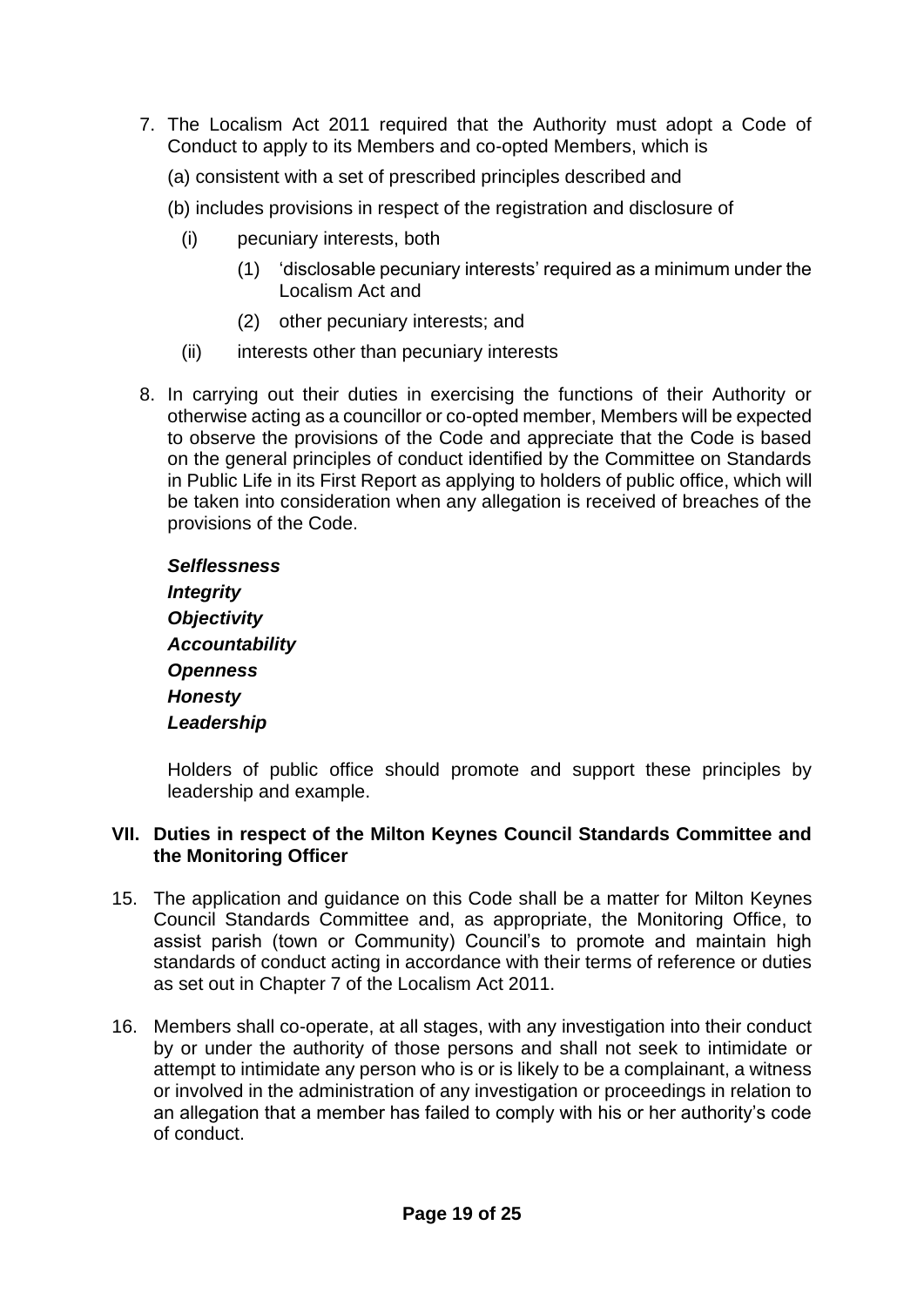7. The Localism Act 2011 required that the Authority must adopt a Code of Conduct to apply to its Members and co-opted Members, which is

   (a) consistent with a set of prescribed principles described and

   (b) includes provisions in respect of the registration and disclosure of

   - (i) pecuniary interests, both
     - (1) 'disclosable pecuniary interests' required as a minimum under the Localism Act and
     - (2) other pecuniary interests; and
   - (ii) interests other than pecuniary interests

8. In carrying out their duties in exercising the functions of their Authority or otherwise acting as a councillor or co-opted member, Members will be expected to observe the provisions of the Code and appreciate that the Code is based on the general principles of conduct identified by the Committee on Standards in Public Life in its First Report as applying to holders of public office, which will be taken into consideration when any allegation is received of breaches of the provisions of the Code.

   ***Selflessness***
   ***Integrity***
   ***Objectivity***
   ***Accountability***
   ***Openness***
   ***Honesty***
   ***Leadership***

   Holders of public office should promote and support these principles by leadership and example.

## VII. Duties in respect of the Milton Keynes Council Standards Committee and the Monitoring Officer

15. The application and guidance on this Code shall be a matter for Milton Keynes Council Standards Committee and, as appropriate, the Monitoring Office, to assist parish (town or Community) Council's to promote and maintain high standards of conduct acting in accordance with their terms of reference or duties as set out in Chapter 7 of the Localism Act 2011.

16. Members shall co-operate, at all stages, with any investigation into their conduct by or under the authority of those persons and shall not seek to intimidate or attempt to intimidate any person who is or is likely to be a complainant, a witness or involved in the administration of any investigation or proceedings in relation to an allegation that a member has failed to comply with his or her authority's code of conduct.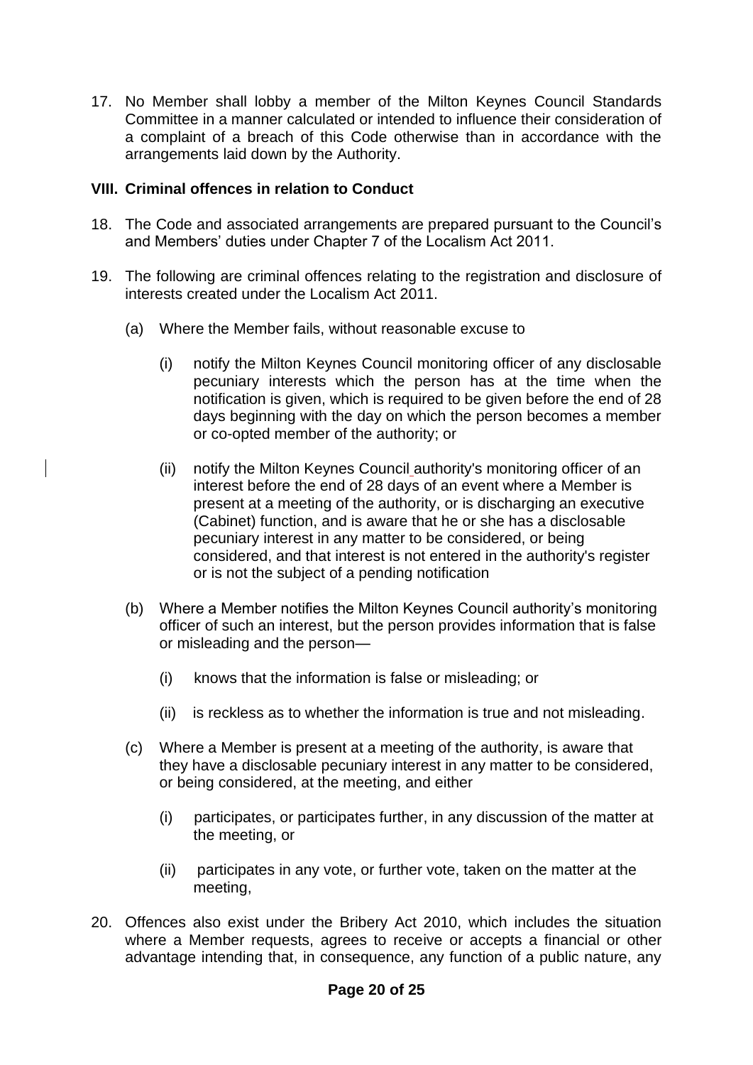17. No Member shall lobby a member of the Milton Keynes Council Standards Committee in a manner calculated or intended to influence their consideration of a complaint of a breach of this Code otherwise than in accordance with the arrangements laid down by the Authority.

### VIII. Criminal offences in relation to Conduct

18. The Code and associated arrangements are prepared pursuant to the Council's and Members' duties under Chapter 7 of the Localism Act 2011.

19. The following are criminal offences relating to the registration and disclosure of interests created under the Localism Act 2011.

    (a) Where the Member fails, without reasonable excuse to

    (i) notify the Milton Keynes Council monitoring officer of any disclosable pecuniary interests which the person has at the time when the notification is given, which is required to be given before the end of 28 days beginning with the day on which the person becomes a member or co-opted member of the authority; or

    (ii) notify the Milton Keynes Council authority's monitoring officer of an interest before the end of 28 days of an event where a Member is present at a meeting of the authority, or is discharging an executive (Cabinet) function, and is aware that he or she has a disclosable pecuniary interest in any matter to be considered, or being considered, and that interest is not entered in the authority's register or is not the subject of a pending notification

    (b) Where a Member notifies the Milton Keynes Council authority's monitoring officer of such an interest, but the person provides information that is false or misleading and the person—

    (i) knows that the information is false or misleading; or

    (ii) is reckless as to whether the information is true and not misleading.

    (c) Where a Member is present at a meeting of the authority, is aware that they have a disclosable pecuniary interest in any matter to be considered, or being considered, at the meeting, and either

    (i) participates, or participates further, in any discussion of the matter at the meeting, or

    (ii) participates in any vote, or further vote, taken on the matter at the meeting,

20. Offences also exist under the Bribery Act 2010, which includes the situation where a Member requests, agrees to receive or accepts a financial or other advantage intending that, in consequence, any function of a public nature, any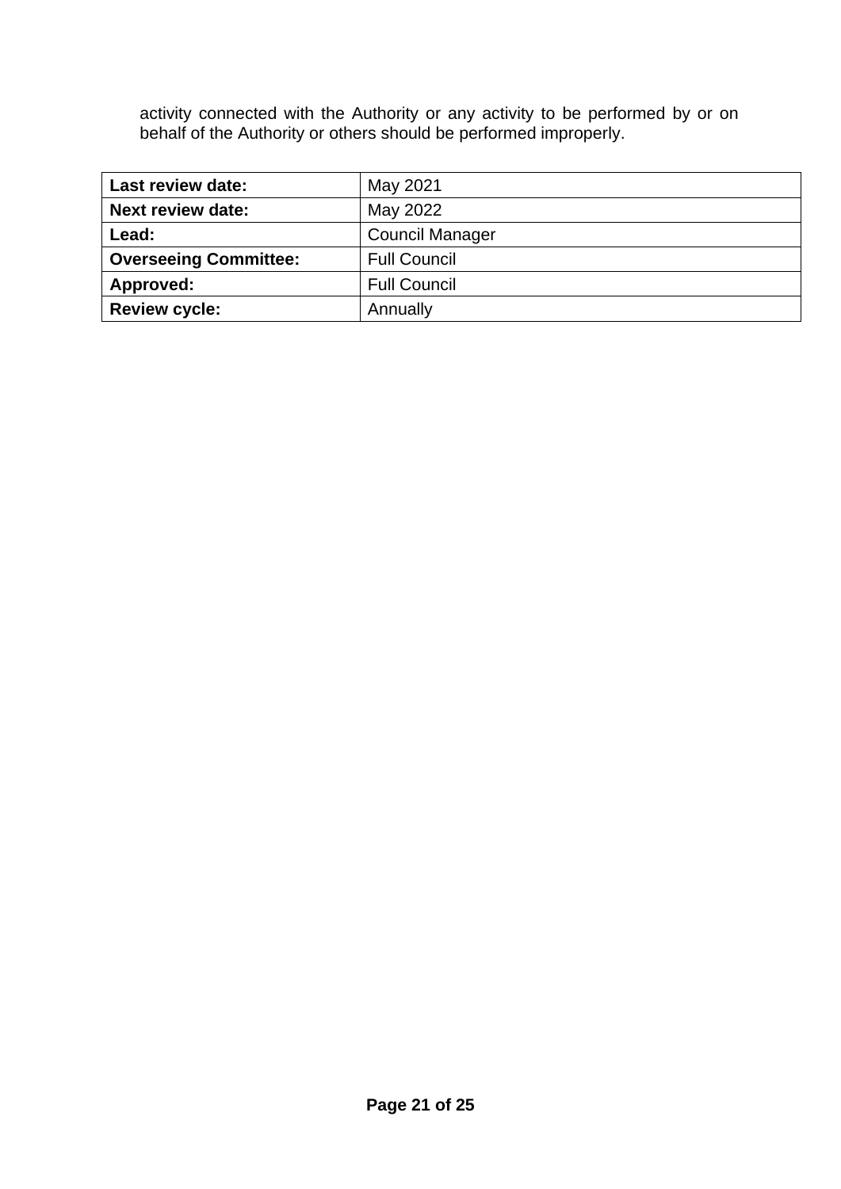activity connected with the Authority or any activity to be performed by or on behalf of the Authority or others should be performed improperly.

| **Last review date:** | May 2021 |
|---|---|
| **Next review date:** | May 2022 |
| **Lead:** | Council Manager |
| **Overseeing Committee:** | Full Council |
| **Approved:** | Full Council |
| **Review cycle:** | Annually |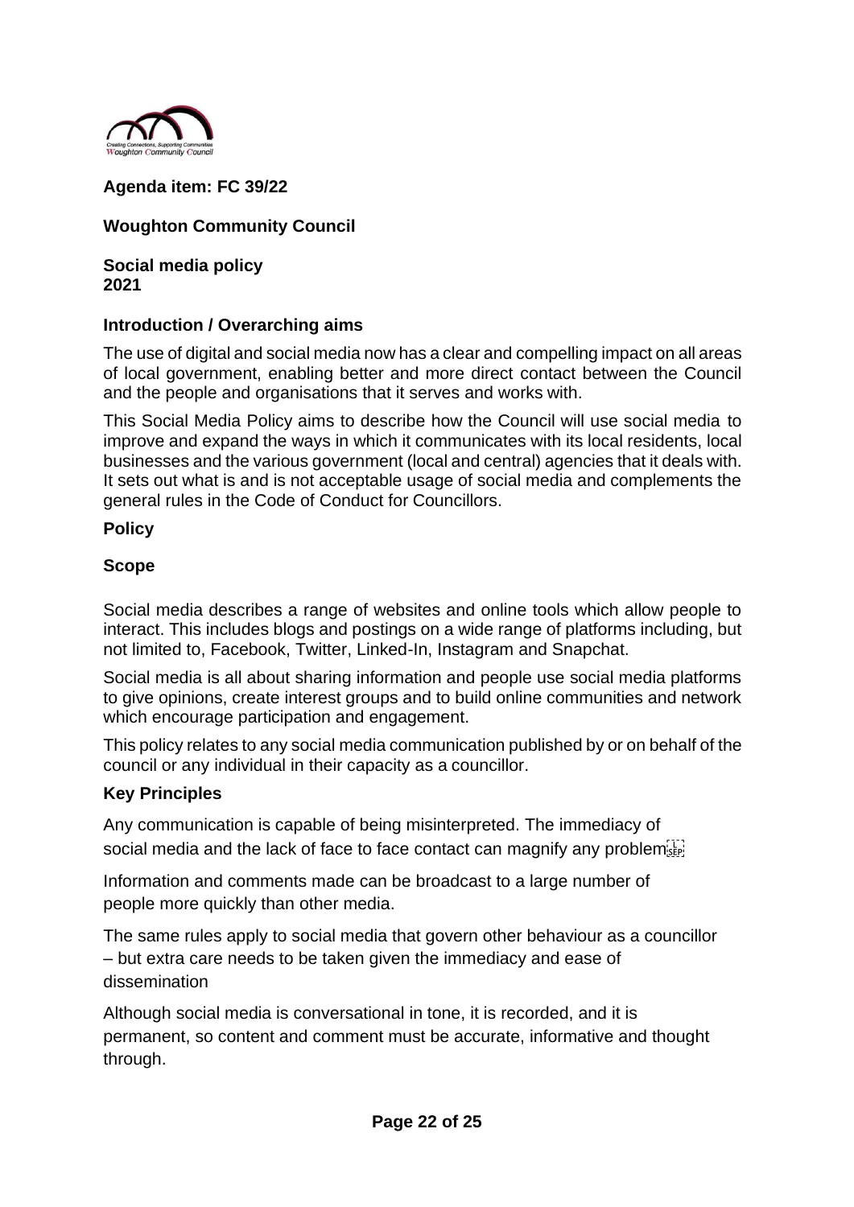**Agenda item: FC 39/22**

**Woughton Community Council**

**Social media policy**
**2021**

## Introduction / Overarching aims

The use of digital and social media now has a clear and compelling impact on all areas of local government, enabling better and more direct contact between the Council and the people and organisations that it serves and works with.

This Social Media Policy aims to describe how the Council will use social media to improve and expand the ways in which it communicates with its local residents, local businesses and the various government (local and central) agencies that it deals with. It sets out what is and is not acceptable usage of social media and complements the general rules in the Code of Conduct for Councillors.

## Policy

### Scope

Social media describes a range of websites and online tools which allow people to interact. This includes blogs and postings on a wide range of platforms including, but not limited to, Facebook, Twitter, Linked-In, Instagram and Snapchat.

Social media is all about sharing information and people use social media platforms to give opinions, create interest groups and to build online communities and network which encourage participation and engagement.

This policy relates to any social media communication published by or on behalf of the council or any individual in their capacity as a councillor.

### Key Principles

Any communication is capable of being misinterpreted. The immediacy of social media and the lack of face to face contact can magnify any problem

Information and comments made can be broadcast to a large number of people more quickly than other media.

The same rules apply to social media that govern other behaviour as a councillor – but extra care needs to be taken given the immediacy and ease of dissemination

Although social media is conversational in tone, it is recorded, and it is permanent, so content and comment must be accurate, informative and thought through.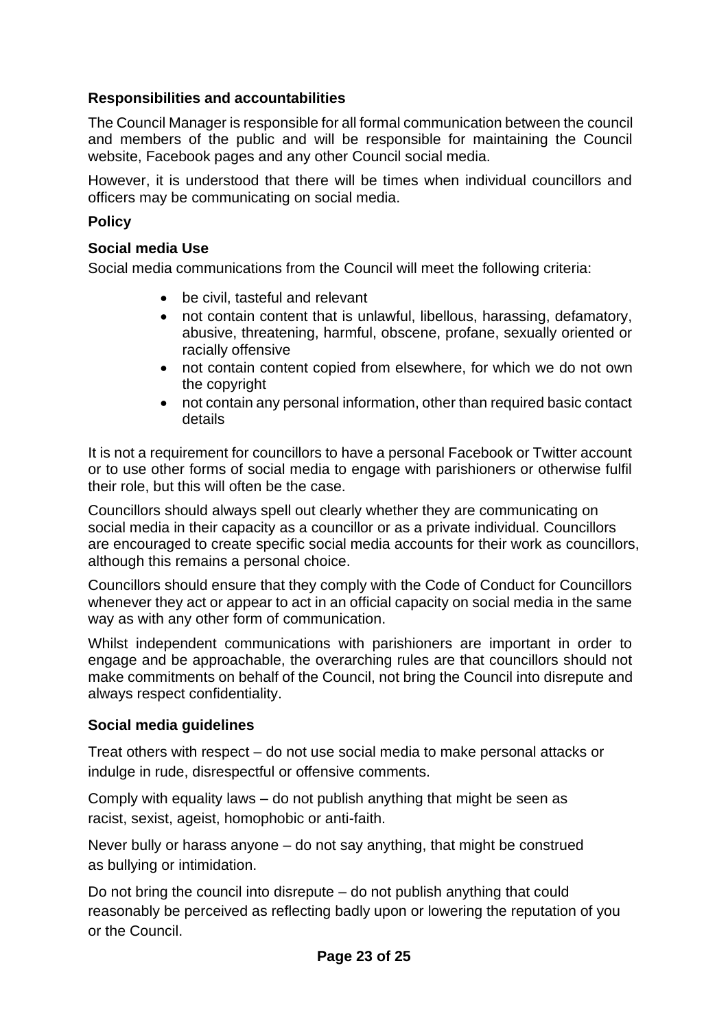**Responsibilities and accountabilities**

The Council Manager is responsible for all formal communication between the council and members of the public and will be responsible for maintaining the Council website, Facebook pages and any other Council social media.

However, it is understood that there will be times when individual councillors and officers may be communicating on social media.

**Policy**

**Social media Use**

Social media communications from the Council will meet the following criteria:

- be civil, tasteful and relevant
- not contain content that is unlawful, libellous, harassing, defamatory, abusive, threatening, harmful, obscene, profane, sexually oriented or racially offensive
- not contain content copied from elsewhere, for which we do not own the copyright
- not contain any personal information, other than required basic contact details

It is not a requirement for councillors to have a personal Facebook or Twitter account or to use other forms of social media to engage with parishioners or otherwise fulfil their role, but this will often be the case.

Councillors should always spell out clearly whether they are communicating on social media in their capacity as a councillor or as a private individual. Councillors are encouraged to create specific social media accounts for their work as councillors, although this remains a personal choice.

Councillors should ensure that they comply with the Code of Conduct for Councillors whenever they act or appear to act in an official capacity on social media in the same way as with any other form of communication.

Whilst independent communications with parishioners are important in order to engage and be approachable, the overarching rules are that councillors should not make commitments on behalf of the Council, not bring the Council into disrepute and always respect confidentiality.

**Social media guidelines**

Treat others with respect – do not use social media to make personal attacks or indulge in rude, disrespectful or offensive comments.

Comply with equality laws – do not publish anything that might be seen as racist, sexist, ageist, homophobic or anti-faith.

Never bully or harass anyone – do not say anything, that might be construed as bullying or intimidation.

Do not bring the council into disrepute – do not publish anything that could reasonably be perceived as reflecting badly upon or lowering the reputation of you or the Council.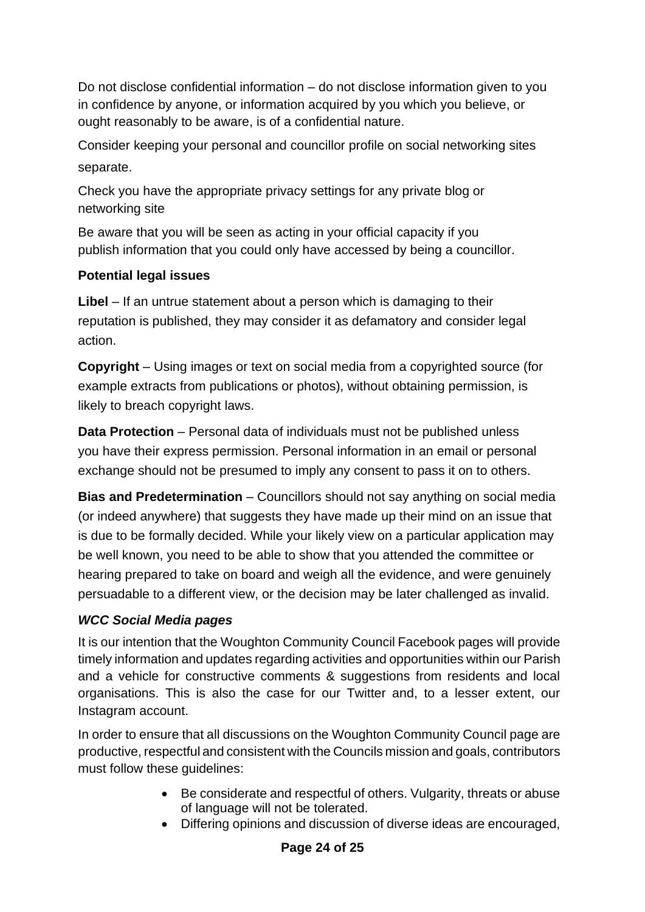Do not disclose confidential information – do not disclose information given to you in confidence by anyone, or information acquired by you which you believe, or ought reasonably to be aware, is of a confidential nature.

Consider keeping your personal and councillor profile on social networking sites separate.

Check you have the appropriate privacy settings for any private blog or networking site

Be aware that you will be seen as acting in your official capacity if you publish information that you could only have accessed by being a councillor.

**Potential legal issues**

**Libel** – If an untrue statement about a person which is damaging to their reputation is published, they may consider it as defamatory and consider legal action.

**Copyright** – Using images or text on social media from a copyrighted source (for example extracts from publications or photos), without obtaining permission, is likely to breach copyright laws.

**Data Protection** – Personal data of individuals must not be published unless you have their express permission. Personal information in an email or personal exchange should not be presumed to imply any consent to pass it on to others.

**Bias and Predetermination** – Councillors should not say anything on social media (or indeed anywhere) that suggests they have made up their mind on an issue that is due to be formally decided. While your likely view on a particular application may be well known, you need to be able to show that you attended the committee or hearing prepared to take on board and weigh all the evidence, and were genuinely persuadable to a different view, or the decision may be later challenged as invalid.

***WCC Social Media pages***

It is our intention that the Woughton Community Council Facebook pages will provide timely information and updates regarding activities and opportunities within our Parish and a vehicle for constructive comments & suggestions from residents and local organisations. This is also the case for our Twitter and, to a lesser extent, our Instagram account.

In order to ensure that all discussions on the Woughton Community Council page are productive, respectful and consistent with the Councils mission and goals, contributors must follow these guidelines:

- Be considerate and respectful of others. Vulgarity, threats or abuse of language will not be tolerated.
- Differing opinions and discussion of diverse ideas are encouraged,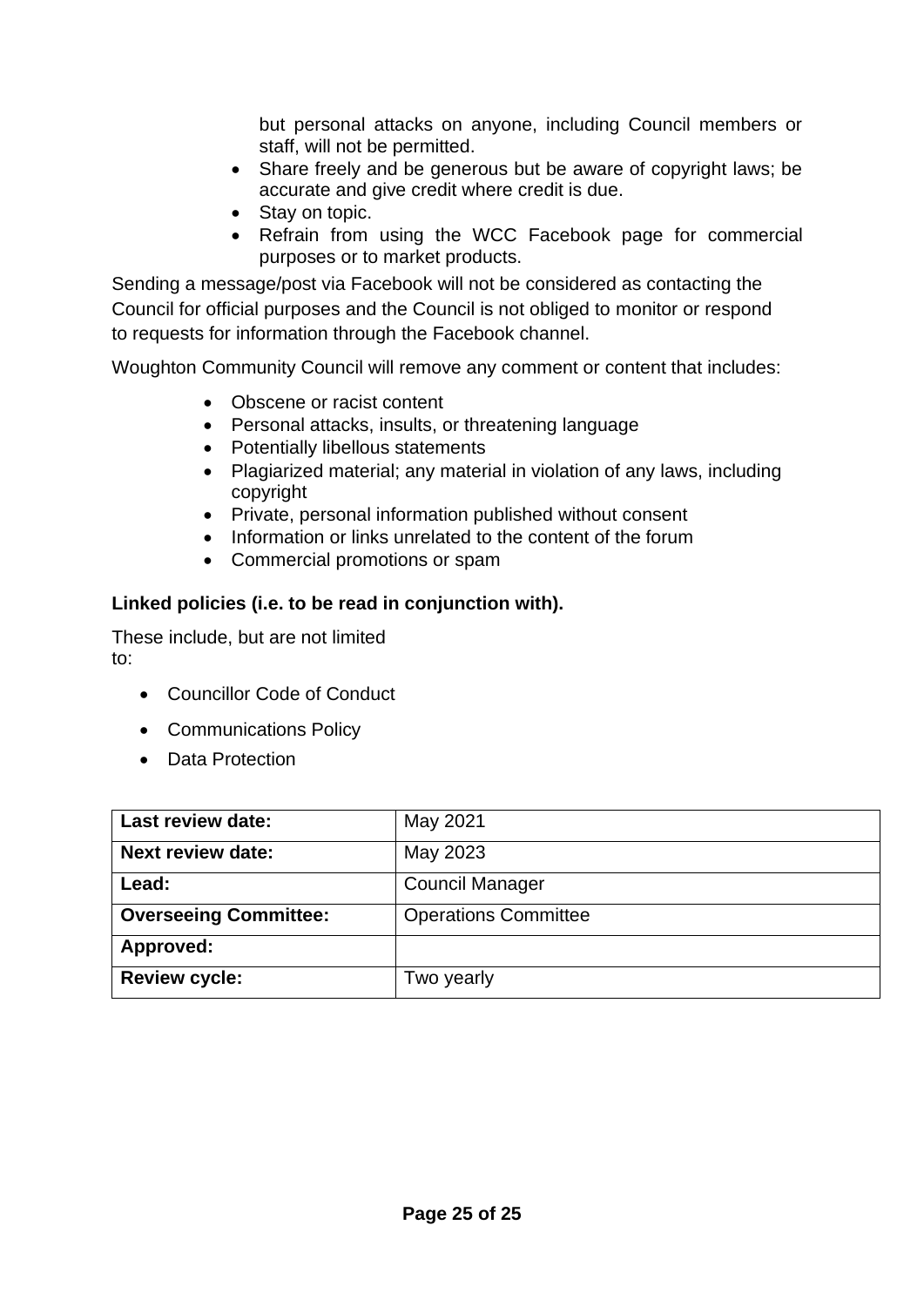but personal attacks on anyone, including Council members or staff, will not be permitted.

- Share freely and be generous but be aware of copyright laws; be accurate and give credit where credit is due.
- Stay on topic.
- Refrain from using the WCC Facebook page for commercial purposes or to market products.

Sending a message/post via Facebook will not be considered as contacting the Council for official purposes and the Council is not obliged to monitor or respond to requests for information through the Facebook channel.

Woughton Community Council will remove any comment or content that includes:

- Obscene or racist content
- Personal attacks, insults, or threatening language
- Potentially libellous statements
- Plagiarized material; any material in violation of any laws, including copyright
- Private, personal information published without consent
- Information or links unrelated to the content of the forum
- Commercial promotions or spam

**Linked policies (i.e. to be read in conjunction with).**

These include, but are not limited to:

- Councillor Code of Conduct
- Communications Policy
- Data Protection

| | |
|---|---|
| **Last review date:** | May 2021 |
| **Next review date:** | May 2023 |
| **Lead:** | Council Manager |
| **Overseeing Committee:** | Operations Committee |
| **Approved:** | |
| **Review cycle:** | Two yearly |